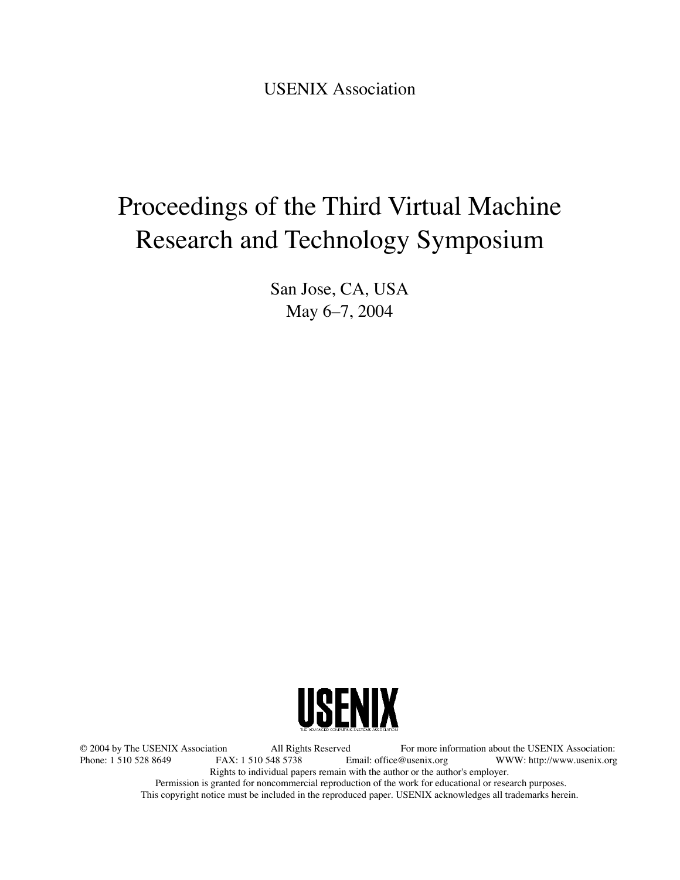USENIX Association

# Proceedings of the Third Virtual Machine Research and Technology Symposium

San Jose, CA, USA
May 6–7, 2004

USENIX
THE ADVANCED COMPUTING SYSTEMS ASSOCIATION

© 2004 by The USENIX Association All Rights Reserved For more information about the USENIX Association:
Phone: 1 510 528 8649 FAX: 1 510 548 5738 Email: office@usenix.org WWW: http://www.usenix.org
Rights to individual papers remain with the author or the author's employer.
Permission is granted for noncommercial reproduction of the work for educational or research purposes.
This copyright notice must be included in the reproduced paper. USENIX acknowledges all trademarks herein.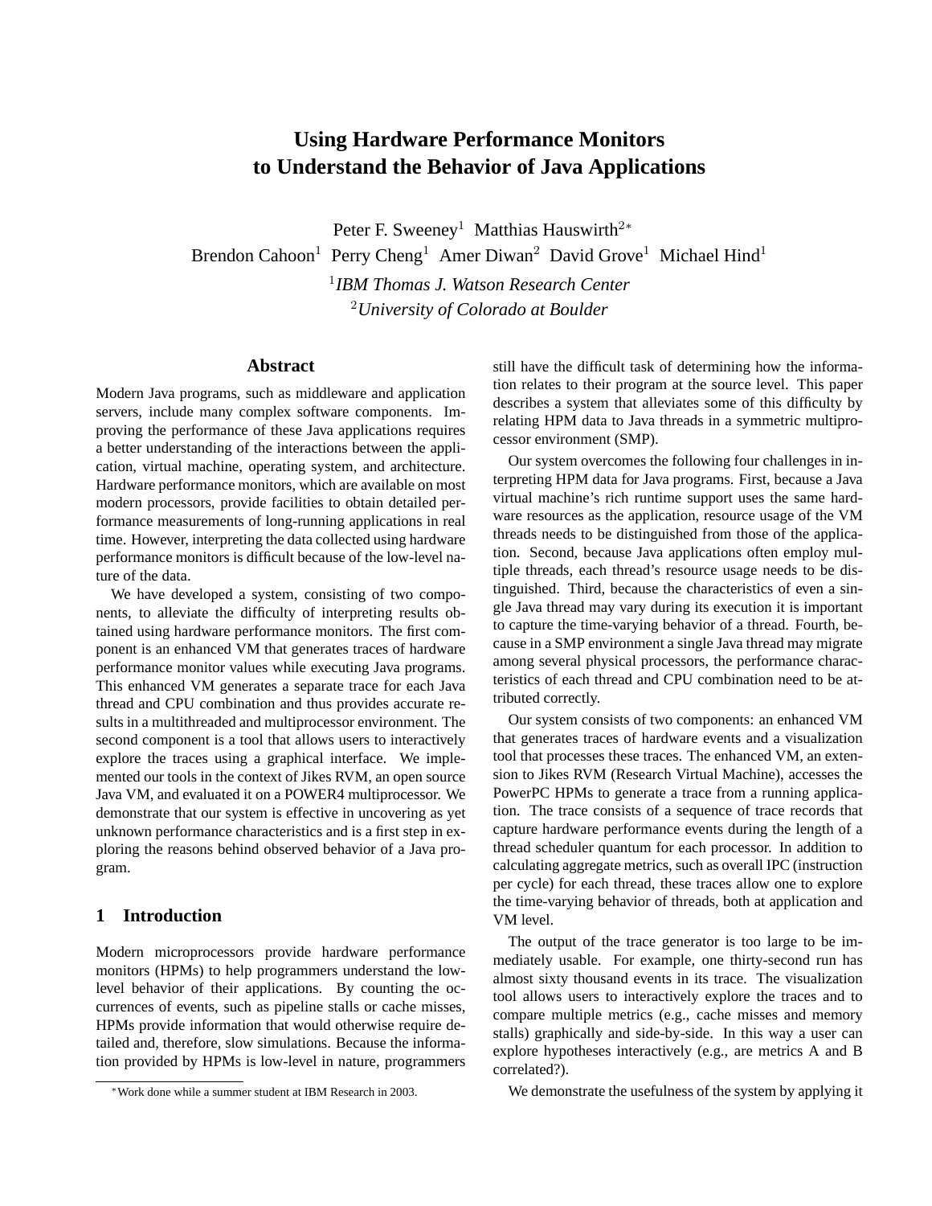# Using Hardware Performance Monitors to Understand the Behavior of Java Applications

Peter F. Sweeney[1] Matthias Hauswirth[2*]
Brendon Cahoon[1] Perry Cheng[1] Amer Diwan[2] David Grove[1] Michael Hind[1]

[1]*IBM Thomas J. Watson Research Center*
[2]*University of Colorado at Boulder*

## Abstract

Modern Java programs, such as middleware and application servers, include many complex software components. Improving the performance of these Java applications requires a better understanding of the interactions between the application, virtual machine, operating system, and architecture. Hardware performance monitors, which are available on most modern processors, provide facilities to obtain detailed performance measurements of long-running applications in real time. However, interpreting the data collected using hardware performance monitors is difficult because of the low-level nature of the data.

We have developed a system, consisting of two components, to alleviate the difficulty of interpreting results obtained using hardware performance monitors. The first component is an enhanced VM that generates traces of hardware performance monitor values while executing Java programs. This enhanced VM generates a separate trace for each Java thread and CPU combination and thus provides accurate results in a multithreaded and multiprocessor environment. The second component is a tool that allows users to interactively explore the traces using a graphical interface. We implemented our tools in the context of Jikes RVM, an open source Java VM, and evaluated it on a POWER4 multiprocessor. We demonstrate that our system is effective in uncovering as yet unknown performance characteristics and is a first step in exploring the reasons behind observed behavior of a Java program.

## 1 Introduction

Modern microprocessors provide hardware performance monitors (HPMs) to help programmers understand the low-level behavior of their applications. By counting the occurrences of events, such as pipeline stalls or cache misses, HPMs provide information that would otherwise require detailed and, therefore, slow simulations. Because the information provided by HPMs is low-level in nature, programmers still have the difficult task of determining how the information relates to their program at the source level. This paper describes a system that alleviates some of this difficulty by relating HPM data to Java threads in a symmetric multiprocessor environment (SMP).

Our system overcomes the following four challenges in interpreting HPM data for Java programs. First, because a Java virtual machine's rich runtime support uses the same hardware resources as the application, resource usage of the VM threads needs to be distinguished from those of the application. Second, because Java applications often employ multiple threads, each thread's resource usage needs to be distinguished. Third, because the characteristics of even a single Java thread may vary during its execution it is important to capture the time-varying behavior of a thread. Fourth, because in a SMP environment a single Java thread may migrate among several physical processors, the performance characteristics of each thread and CPU combination need to be attributed correctly.

Our system consists of two components: an enhanced VM that generates traces of hardware events and a visualization tool that processes these traces. The enhanced VM, an extension to Jikes RVM (Research Virtual Machine), accesses the PowerPC HPMs to generate a trace from a running application. The trace consists of a sequence of trace records that capture hardware performance events during the length of a thread scheduler quantum for each processor. In addition to calculating aggregate metrics, such as overall IPC (instruction per cycle) for each thread, these traces allow one to explore the time-varying behavior of threads, both at application and VM level.

The output of the trace generator is too large to be immediately usable. For example, one thirty-second run has almost sixty thousand events in its trace. The visualization tool allows users to interactively explore the traces and to compare multiple metrics (e.g., cache misses and memory stalls) graphically and side-by-side. In this way a user can explore hypotheses interactively (e.g., are metrics A and B correlated?).

We demonstrate the usefulness of the system by applying it

[*] Work done while a summer student at IBM Research in 2003.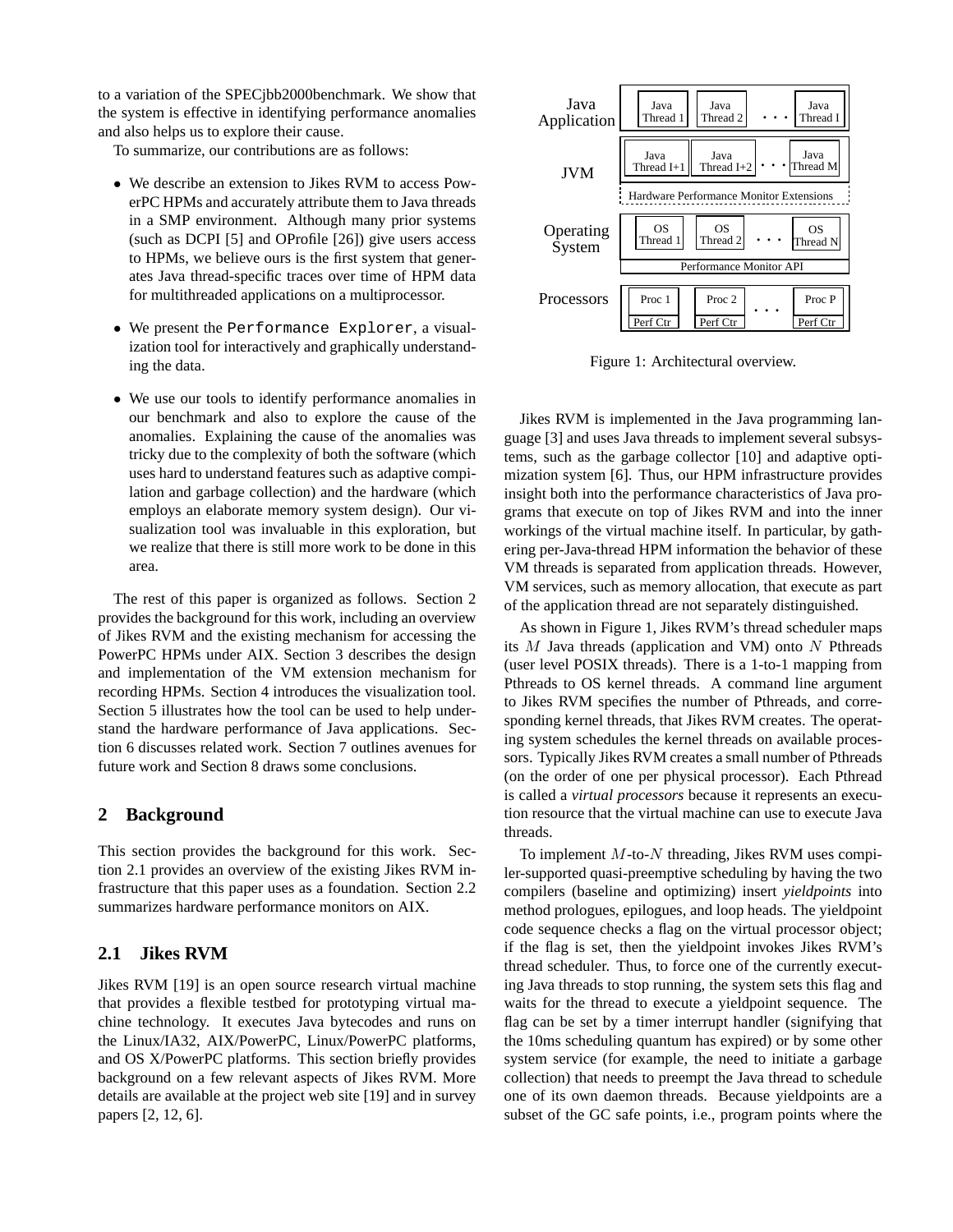to a variation of the SPECjbb2000benchmark. We show that the system is effective in identifying performance anomalies and also helps us to explore their cause.

To summarize, our contributions are as follows:

- We describe an extension to Jikes RVM to access PowerPC HPMs and accurately attribute them to Java threads in a SMP environment. Although many prior systems (such as DCPI [5] and OProfile [26]) give users access to HPMs, we believe ours is the first system that generates Java thread-specific traces over time of HPM data for multithreaded applications on a multiprocessor.
- We present the `Performance Explorer`, a visualization tool for interactively and graphically understanding the data.
- We use our tools to identify performance anomalies in our benchmark and also to explore the cause of the anomalies. Explaining the cause of the anomalies was tricky due to the complexity of both the software (which uses hard to understand features such as adaptive compilation and garbage collection) and the hardware (which employs an elaborate memory system design). Our visualization tool was invaluable in this exploration, but we realize that there is still more work to be done in this area.

The rest of this paper is organized as follows. Section 2 provides the background for this work, including an overview of Jikes RVM and the existing mechanism for accessing the PowerPC HPMs under AIX. Section 3 describes the design and implementation of the VM extension mechanism for recording HPMs. Section 4 introduces the visualization tool. Section 5 illustrates how the tool can be used to help understand the hardware performance of Java applications. Section 6 discusses related work. Section 7 outlines avenues for future work and Section 8 draws some conclusions.

## 2 Background

This section provides the background for this work. Section 2.1 provides an overview of the existing Jikes RVM infrastructure that this paper uses as a foundation. Section 2.2 summarizes hardware performance monitors on AIX.

### 2.1 Jikes RVM

Jikes RVM [19] is an open source research virtual machine that provides a flexible testbed for prototyping virtual machine technology. It executes Java bytecodes and runs on the Linux/IA32, AIX/PowerPC, Linux/PowerPC platforms, and OS X/PowerPC platforms. This section briefly provides background on a few relevant aspects of Jikes RVM. More details are available at the project web site [19] and in survey papers [2, 12, 6].

Figure 1: Architectural overview.

Jikes RVM is implemented in the Java programming language [3] and uses Java threads to implement several subsystems, such as the garbage collector [10] and adaptive optimization system [6]. Thus, our HPM infrastructure provides insight both into the performance characteristics of Java programs that execute on top of Jikes RVM and into the inner workings of the virtual machine itself. In particular, by gathering per-Java-thread HPM information the behavior of these VM threads is separated from application threads. However, VM services, such as memory allocation, that execute as part of the application thread are not separately distinguished.

As shown in Figure 1, Jikes RVM's thread scheduler maps its $M$ Java threads (application and VM) onto $N$ Pthreads (user level POSIX threads). There is a 1-to-1 mapping from Pthreads to OS kernel threads. A command line argument to Jikes RVM specifies the number of Pthreads, and corresponding kernel threads, that Jikes RVM creates. The operating system schedules the kernel threads on available processors. Typically Jikes RVM creates a small number of Pthreads (on the order of one per physical processor). Each Pthread is called a *virtual processors* because it represents an execution resource that the virtual machine can use to execute Java threads.

To implement $M$-to-$N$ threading, Jikes RVM uses compiler-supported quasi-preemptive scheduling by having the two compilers (baseline and optimizing) insert *yieldpoints* into method prologues, epilogues, and loop heads. The yieldpoint code sequence checks a flag on the virtual processor object; if the flag is set, then the yieldpoint invokes Jikes RVM's thread scheduler. Thus, to force one of the currently executing Java threads to stop running, the system sets this flag and waits for the thread to execute a yieldpoint sequence. The flag can be set by a timer interrupt handler (signifying that the 10ms scheduling quantum has expired) or by some other system service (for example, the need to initiate a garbage collection) that needs to preempt the Java thread to schedule one of its own daemon threads. Because yieldpoints are a subset of the GC safe points, i.e., program points where the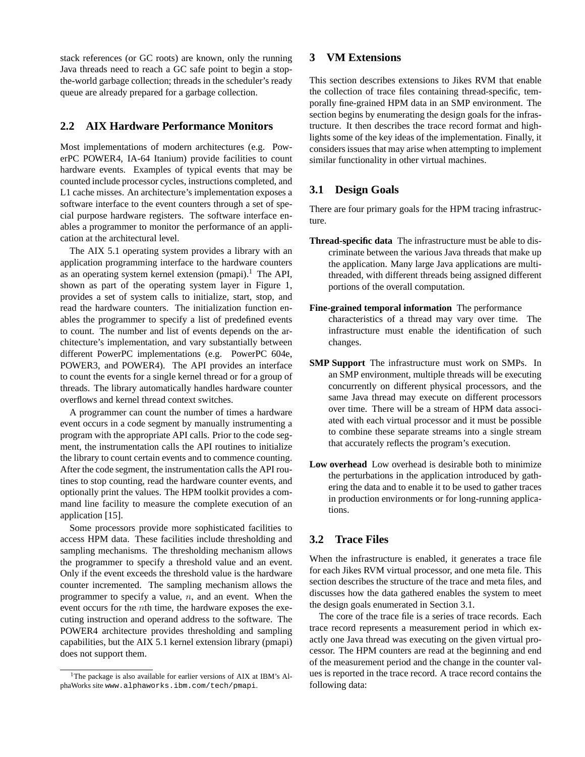stack references (or GC roots) are known, only the running Java threads need to reach a GC safe point to begin a stop-the-world garbage collection; threads in the scheduler's ready queue are already prepared for a garbage collection.

## 2.2 AIX Hardware Performance Monitors

Most implementations of modern architectures (e.g. PowerPC POWER4, IA-64 Itanium) provide facilities to count hardware events. Examples of typical events that may be counted include processor cycles, instructions completed, and L1 cache misses. An architecture's implementation exposes a software interface to the event counters through a set of special purpose hardware registers. The software interface enables a programmer to monitor the performance of an application at the architectural level.

The AIX 5.1 operating system provides a library with an application programming interface to the hardware counters as an operating system kernel extension (pmapi).[1] The API, shown as part of the operating system layer in Figure 1, provides a set of system calls to initialize, start, stop, and read the hardware counters. The initialization function enables the programmer to specify a list of predefined events to count. The number and list of events depends on the architecture's implementation, and vary substantially between different PowerPC implementations (e.g. PowerPC 604e, POWER3, and POWER4). The API provides an interface to count the events for a single kernel thread or for a group of threads. The library automatically handles hardware counter overflows and kernel thread context switches.

A programmer can count the number of times a hardware event occurs in a code segment by manually instrumenting a program with the appropriate API calls. Prior to the code segment, the instrumentation calls the API routines to initialize the library to count certain events and to commence counting. After the code segment, the instrumentation calls the API routines to stop counting, read the hardware counter events, and optionally print the values. The HPM toolkit provides a command line facility to measure the complete execution of an application [15].

Some processors provide more sophisticated facilities to access HPM data. These facilities include thresholding and sampling mechanisms. The thresholding mechanism allows the programmer to specify a threshold value and an event. Only if the event exceeds the threshold value is the hardware counter incremented. The sampling mechanism allows the programmer to specify a value, $n$, and an event. When the event occurs for the $n$th time, the hardware exposes the executing instruction and operand address to the software. The POWER4 architecture provides thresholding and sampling capabilities, but the AIX 5.1 kernel extension library (pmapi) does not support them.

[1] The package is also available for earlier versions of AIX at IBM's AlphaWorks site www.alphaworks.ibm.com/tech/pmapi.

# 3 VM Extensions

This section describes extensions to Jikes RVM that enable the collection of trace files containing thread-specific, temporally fine-grained HPM data in an SMP environment. The section begins by enumerating the design goals for the infrastructure. It then describes the trace record format and highlights some of the key ideas of the implementation. Finally, it considers issues that may arise when attempting to implement similar functionality in other virtual machines.

## 3.1 Design Goals

There are four primary goals for the HPM tracing infrastructure.

**Thread-specific data** The infrastructure must be able to discriminate between the various Java threads that make up the application. Many large Java applications are multi-threaded, with different threads being assigned different portions of the overall computation.

**Fine-grained temporal information** The performance characteristics of a thread may vary over time. The infrastructure must enable the identification of such changes.

**SMP Support** The infrastructure must work on SMPs. In an SMP environment, multiple threads will be executing concurrently on different physical processors, and the same Java thread may execute on different processors over time. There will be a stream of HPM data associated with each virtual processor and it must be possible to combine these separate streams into a single stream that accurately reflects the program's execution.

**Low overhead** Low overhead is desirable both to minimize the perturbations in the application introduced by gathering the data and to enable it to be used to gather traces in production environments or for long-running applications.

## 3.2 Trace Files

When the infrastructure is enabled, it generates a trace file for each Jikes RVM virtual processor, and one meta file. This section describes the structure of the trace and meta files, and discusses how the data gathered enables the system to meet the design goals enumerated in Section 3.1.

The core of the trace file is a series of trace records. Each trace record represents a measurement period in which exactly one Java thread was executing on the given virtual processor. The HPM counters are read at the beginning and end of the measurement period and the change in the counter values is reported in the trace record. A trace record contains the following data: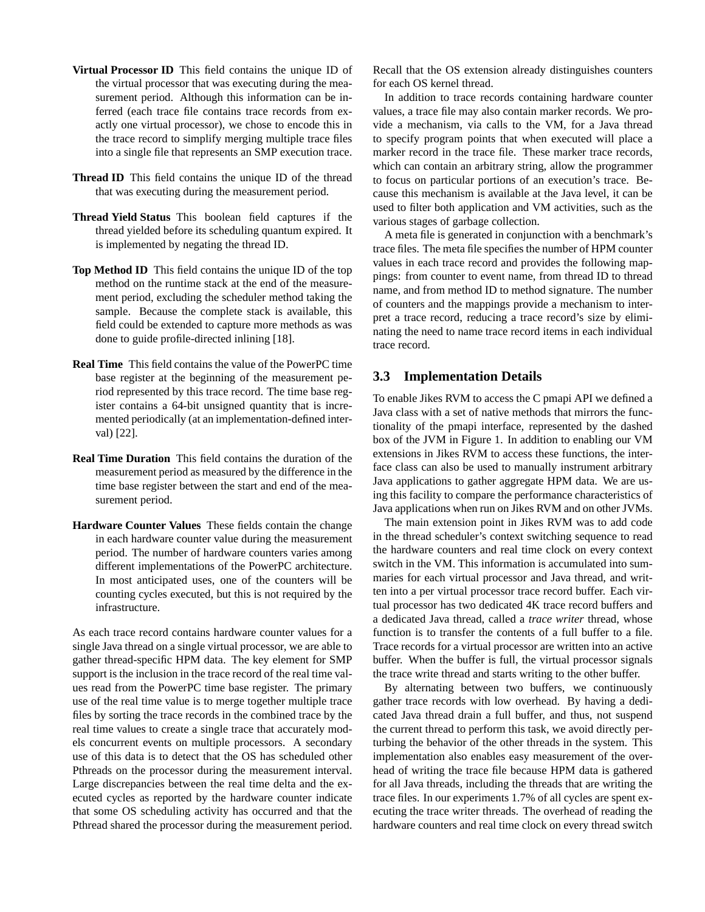**Virtual Processor ID** This field contains the unique ID of the virtual processor that was executing during the measurement period. Although this information can be inferred (each trace file contains trace records from exactly one virtual processor), we chose to encode this in the trace record to simplify merging multiple trace files into a single file that represents an SMP execution trace.

**Thread ID** This field contains the unique ID of the thread that was executing during the measurement period.

**Thread Yield Status** This boolean field captures if the thread yielded before its scheduling quantum expired. It is implemented by negating the thread ID.

**Top Method ID** This field contains the unique ID of the top method on the runtime stack at the end of the measurement period, excluding the scheduler method taking the sample. Because the complete stack is available, this field could be extended to capture more methods as was done to guide profile-directed inlining [18].

**Real Time** This field contains the value of the PowerPC time base register at the beginning of the measurement period represented by this trace record. The time base register contains a 64-bit unsigned quantity that is incremented periodically (at an implementation-defined interval) [22].

**Real Time Duration** This field contains the duration of the measurement period as measured by the difference in the time base register between the start and end of the measurement period.

**Hardware Counter Values** These fields contain the change in each hardware counter value during the measurement period. The number of hardware counters varies among different implementations of the PowerPC architecture. In most anticipated uses, one of the counters will be counting cycles executed, but this is not required by the infrastructure.

As each trace record contains hardware counter values for a single Java thread on a single virtual processor, we are able to gather thread-specific HPM data. The key element for SMP support is the inclusion in the trace record of the real time values read from the PowerPC time base register. The primary use of the real time value is to merge together multiple trace files by sorting the trace records in the combined trace by the real time values to create a single trace that accurately models concurrent events on multiple processors. A secondary use of this data is to detect that the OS has scheduled other Pthreads on the processor during the measurement interval. Large discrepancies between the real time delta and the executed cycles as reported by the hardware counter indicate that some OS scheduling activity has occurred and that the Pthread shared the processor during the measurement period. Recall that the OS extension already distinguishes counters for each OS kernel thread.

In addition to trace records containing hardware counter values, a trace file may also contain marker records. We provide a mechanism, via calls to the VM, for a Java thread to specify program points that when executed will place a marker record in the trace file. These marker trace records, which can contain an arbitrary string, allow the programmer to focus on particular portions of an execution's trace. Because this mechanism is available at the Java level, it can be used to filter both application and VM activities, such as the various stages of garbage collection.

A meta file is generated in conjunction with a benchmark's trace files. The meta file specifies the number of HPM counter values in each trace record and provides the following mappings: from counter to event name, from thread ID to thread name, and from method ID to method signature. The number of counters and the mappings provide a mechanism to interpret a trace record, reducing a trace record's size by eliminating the need to name trace record items in each individual trace record.

### 3.3 Implementation Details

To enable Jikes RVM to access the C pmapi API we defined a Java class with a set of native methods that mirrors the functionality of the pmapi interface, represented by the dashed box of the JVM in Figure 1. In addition to enabling our VM extensions in Jikes RVM to access these functions, the interface class can also be used to manually instrument arbitrary Java applications to gather aggregate HPM data. We are using this facility to compare the performance characteristics of Java applications when run on Jikes RVM and on other JVMs.

The main extension point in Jikes RVM was to add code in the thread scheduler's context switching sequence to read the hardware counters and real time clock on every context switch in the VM. This information is accumulated into summaries for each virtual processor and Java thread, and written into a per virtual processor trace record buffer. Each virtual processor has two dedicated 4K trace record buffers and a dedicated Java thread, called a *trace writer* thread, whose function is to transfer the contents of a full buffer to a file. Trace records for a virtual processor are written into an active buffer. When the buffer is full, the virtual processor signals the trace write thread and starts writing to the other buffer.

By alternating between two buffers, we continuously gather trace records with low overhead. By having a dedicated Java thread drain a full buffer, and thus, not suspend the current thread to perform this task, we avoid directly perturbing the behavior of the other threads in the system. This implementation also enables easy measurement of the overhead of writing the trace file because HPM data is gathered for all Java threads, including the threads that are writing the trace files. In our experiments 1.7% of all cycles are spent executing the trace writer threads. The overhead of reading the hardware counters and real time clock on every thread switch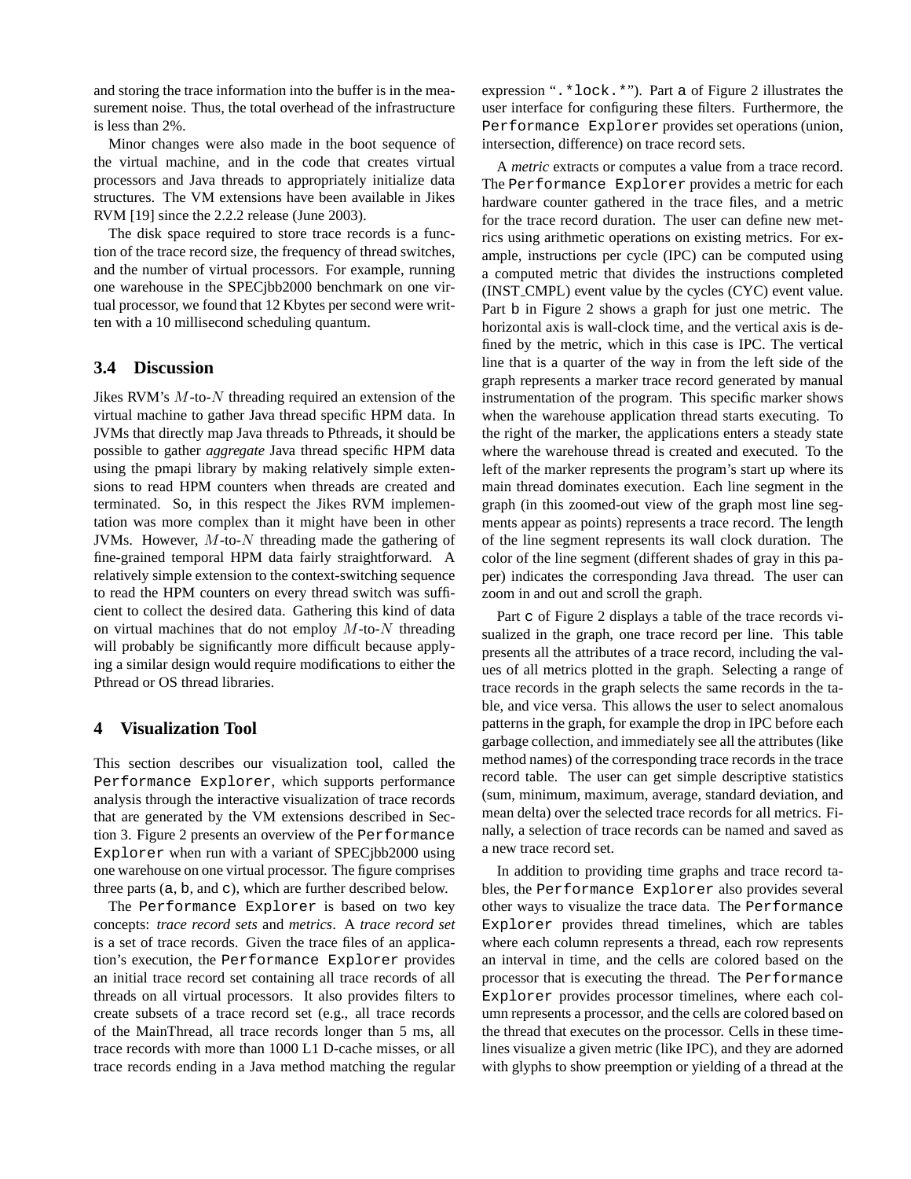and storing the trace information into the buffer is in the measurement noise. Thus, the total overhead of the infrastructure is less than 2%.

Minor changes were also made in the boot sequence of the virtual machine, and in the code that creates virtual processors and Java threads to appropriately initialize data structures. The VM extensions have been available in Jikes RVM [19] since the 2.2.2 release (June 2003).

The disk space required to store trace records is a function of the trace record size, the frequency of thread switches, and the number of virtual processors. For example, running one warehouse in the SPECjbb2000 benchmark on one virtual processor, we found that 12 Kbytes per second were written with a 10 millisecond scheduling quantum.

### 3.4 Discussion

Jikes RVM's $M$-to-$N$ threading required an extension of the virtual machine to gather Java thread specific HPM data. In JVMs that directly map Java threads to Pthreads, it should be possible to gather *aggregate* Java thread specific HPM data using the pmapi library by making relatively simple extensions to read HPM counters when threads are created and terminated. So, in this respect the Jikes RVM implementation was more complex than it might have been in other JVMs. However, $M$-to-$N$ threading made the gathering of fine-grained temporal HPM data fairly straightforward. A relatively simple extension to the context-switching sequence to read the HPM counters on every thread switch was sufficient to collect the desired data. Gathering this kind of data on virtual machines that do not employ $M$-to-$N$ threading will probably be significantly more difficult because applying a similar design would require modifications to either the Pthread or OS thread libraries.

## 4 Visualization Tool

This section describes our visualization tool, called the `Performance Explorer`, which supports performance analysis through the interactive visualization of trace records that are generated by the VM extensions described in Section 3. Figure 2 presents an overview of the `Performance Explorer` when run with a variant of SPECjbb2000 using one warehouse on one virtual processor. The figure comprises three parts (`a`, `b`, and `c`), which are further described below.

The `Performance Explorer` is based on two key concepts: *trace record sets* and *metrics*. A *trace record set* is a set of trace records. Given the trace files of an application's execution, the `Performance Explorer` provides an initial trace record set containing all trace records of all threads on all virtual processors. It also provides filters to create subsets of a trace record set (e.g., all trace records of the MainThread, all trace records longer than 5 ms, all trace records with more than 1000 L1 D-cache misses, or all trace records ending in a Java method matching the regular expression "`.*lock.*`"). Part `a` of Figure 2 illustrates the user interface for configuring these filters. Furthermore, the `Performance Explorer` provides set operations (union, intersection, difference) on trace record sets.

A *metric* extracts or computes a value from a trace record. The `Performance Explorer` provides a metric for each hardware counter gathered in the trace files, and a metric for the trace record duration. The user can define new metrics using arithmetic operations on existing metrics. For example, instructions per cycle (IPC) can be computed using a computed metric that divides the instructions completed (INST_CMPL) event value by the cycles (CYC) event value. Part `b` in Figure 2 shows a graph for just one metric. The horizontal axis is wall-clock time, and the vertical axis is defined by the metric, which in this case is IPC. The vertical line that is a quarter of the way in from the left side of the graph represents a marker trace record generated by manual instrumentation of the program. This specific marker shows when the warehouse application thread starts executing. To the right of the marker, the applications enters a steady state where the warehouse thread is created and executed. To the left of the marker represents the program's start up where its main thread dominates execution. Each line segment in the graph (in this zoomed-out view of the graph most line segments appear as points) represents a trace record. The length of the line segment represents its wall clock duration. The color of the line segment (different shades of gray in this paper) indicates the corresponding Java thread. The user can zoom in and out and scroll the graph.

Part `c` of Figure 2 displays a table of the trace records visualized in the graph, one trace record per line. This table presents all the attributes of a trace record, including the values of all metrics plotted in the graph. Selecting a range of trace records in the graph selects the same records in the table, and vice versa. This allows the user to select anomalous patterns in the graph, for example the drop in IPC before each garbage collection, and immediately see all the attributes (like method names) of the corresponding trace records in the trace record table. The user can get simple descriptive statistics (sum, minimum, maximum, average, standard deviation, and mean delta) over the selected trace records for all metrics. Finally, a selection of trace records can be named and saved as a new trace record set.

In addition to providing time graphs and trace record tables, the `Performance Explorer` also provides several other ways to visualize the trace data. The `Performance Explorer` provides thread timelines, which are tables where each column represents a thread, each row represents an interval in time, and the cells are colored based on the processor that is executing the thread. The `Performance Explorer` provides processor timelines, where each column represents a processor, and the cells are colored based on the thread that executes on the processor. Cells in these timelines visualize a given metric (like IPC), and they are adorned with glyphs to show preemption or yielding of a thread at the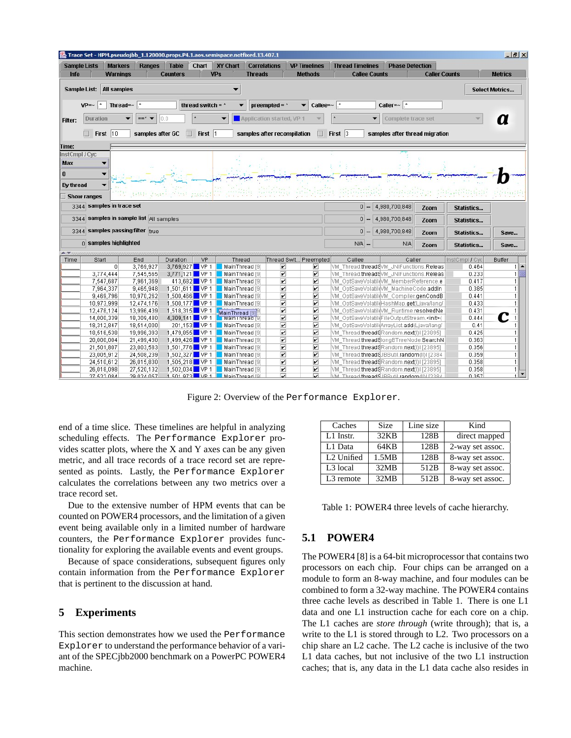Figure 2: Overview of the `Performance Explorer`.

end of a time slice. These timelines are helpful in analyzing scheduling effects. The `Performance Explorer` provides scatter plots, where the X and Y axes can be any given metric, and all trace records of a trace record set are represented as points. Lastly, the `Performance Explorer` calculates the correlations between any two metrics over a trace record set.

Due to the extensive number of HPM events that can be counted on POWER4 processors, and the limitation of a given event being available only in a limited number of hardware counters, the `Performance Explorer` provides functionality for exploring the available events and event groups.

Because of space considerations, subsequent figures only contain information from the `Performance Explorer` that is pertinent to the discussion at hand.

## 5 Experiments

This section demonstrates how we used the `Performance Explorer` to understand the performance behavior of a variant of the SPECjbb2000 benchmark on a PowerPC POWER4 machine.

| Caches | Size | Line size | Kind |
|---|---|---|---|
| L1 Instr. | 32KB | 128B | direct mapped |
| L1 Data | 64KB | 128B | 2-way set assoc. |
| L2 Unified | 1.5MB | 128B | 8-way set assoc. |
| L3 local | 32MB | 512B | 8-way set assoc. |
| L3 remote | 32MB | 512B | 8-way set assoc. |

Table 1: POWER4 three levels of cache hierarchy.

### 5.1 POWER4

The POWER4 [8] is a 64-bit microprocessor that contains two processors on each chip. Four chips can be arranged on a module to form an 8-way machine, and four modules can be combined to form a 32-way machine. The POWER4 contains three cache levels as described in Table 1. There is one L1 data and one L1 instruction cache for each core on a chip. The L1 caches are *store through* (write through); that is, a write to the L1 is stored through to L2. Two processors on a chip share an L2 cache. The L2 cache is inclusive of the two L1 data caches, but not inclusive of the two L1 instruction caches; that is, any data in the L1 data cache also resides in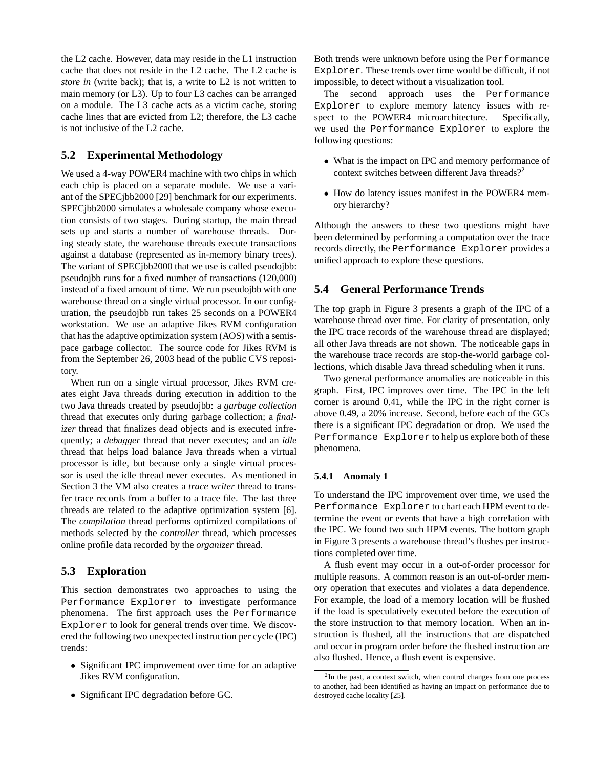the L2 cache. However, data may reside in the L1 instruction cache that does not reside in the L2 cache. The L2 cache is *store in* (write back); that is, a write to L2 is not written to main memory (or L3). Up to four L3 caches can be arranged on a module. The L3 cache acts as a victim cache, storing cache lines that are evicted from L2; therefore, the L3 cache is not inclusive of the L2 cache.

## 5.2 Experimental Methodology

We used a 4-way POWER4 machine with two chips in which each chip is placed on a separate module. We use a variant of the SPECjbb2000 [29] benchmark for our experiments. SPECjbb2000 simulates a wholesale company whose execution consists of two stages. During startup, the main thread sets up and starts a number of warehouse threads. During steady state, the warehouse threads execute transactions against a database (represented as in-memory binary trees). The variant of SPECjbb2000 that we use is called pseudojbb: pseudojbb runs for a fixed number of transactions (120,000) instead of a fixed amount of time. We run pseudojbb with one warehouse thread on a single virtual processor. In our configuration, the pseudojbb run takes 25 seconds on a POWER4 workstation. We use an adaptive Jikes RVM configuration that has the adaptive optimization system (AOS) with a semispace garbage collector. The source code for Jikes RVM is from the September 26, 2003 head of the public CVS repository.

When run on a single virtual processor, Jikes RVM creates eight Java threads during execution in addition to the two Java threads created by pseudojbb: a *garbage collection* thread that executes only during garbage collection; a *finalizer* thread that finalizes dead objects and is executed infrequently; a *debugger* thread that never executes; and an *idle* thread that helps load balance Java threads when a virtual processor is idle, but because only a single virtual processor is used the idle thread never executes. As mentioned in Section 3 the VM also creates a *trace writer* thread to transfer trace records from a buffer to a trace file. The last three threads are related to the adaptive optimization system [6]. The *compilation* thread performs optimized compilations of methods selected by the *controller* thread, which processes online profile data recorded by the *organizer* thread.

## 5.3 Exploration

This section demonstrates two approaches to using the Performance Explorer to investigate performance phenomena. The first approach uses the Performance Explorer to look for general trends over time. We discovered the following two unexpected instruction per cycle (IPC) trends:

- Significant IPC improvement over time for an adaptive Jikes RVM configuration.
- Significant IPC degradation before GC.

Both trends were unknown before using the Performance Explorer. These trends over time would be difficult, if not impossible, to detect without a visualization tool.

The second approach uses the Performance Explorer to explore memory latency issues with respect to the POWER4 microarchitecture. Specifically, we used the Performance Explorer to explore the following questions:

- What is the impact on IPC and memory performance of context switches between different Java threads?[2]
- How do latency issues manifest in the POWER4 memory hierarchy?

Although the answers to these two questions might have been determined by performing a computation over the trace records directly, the Performance Explorer provides a unified approach to explore these questions.

## 5.4 General Performance Trends

The top graph in Figure 3 presents a graph of the IPC of a warehouse thread over time. For clarity of presentation, only the IPC trace records of the warehouse thread are displayed; all other Java threads are not shown. The noticeable gaps in the warehouse trace records are stop-the-world garbage collections, which disable Java thread scheduling when it runs.

Two general performance anomalies are noticeable in this graph. First, IPC improves over time. The IPC in the left corner is around 0.41, while the IPC in the right corner is above 0.49, a 20% increase. Second, before each of the GCs there is a significant IPC degradation or drop. We used the Performance Explorer to help us explore both of these phenomena.

### 5.4.1 Anomaly 1

To understand the IPC improvement over time, we used the Performance Explorer to chart each HPM event to determine the event or events that have a high correlation with the IPC. We found two such HPM events. The bottom graph in Figure 3 presents a warehouse thread's flushes per instructions completed over time.

A flush event may occur in a out-of-order processor for multiple reasons. A common reason is an out-of-order memory operation that executes and violates a data dependence. For example, the load of a memory location will be flushed if the load is speculatively executed before the execution of the store instruction to that memory location. When an instruction is flushed, all the instructions that are dispatched and occur in program order before the flushed instruction are also flushed. Hence, a flush event is expensive.

[2] In the past, a context switch, when control changes from one process to another, had been identified as having an impact on performance due to destroyed cache locality [25].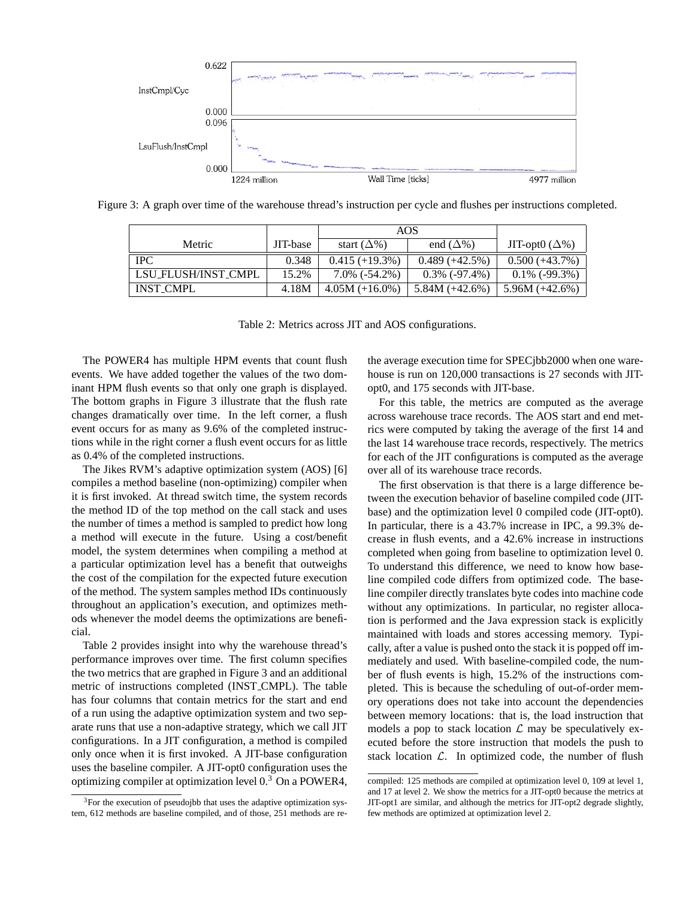Figure 3: A graph over time of the warehouse thread's instruction per cycle and flushes per instructions completed.

| Metric | JIT-base | AOS | | JIT-opt0 (Δ%) |
|---|---|---|---|---|
| | | start (Δ%) | end (Δ%) | |
| IPC | 0.348 | 0.415 (+19.3%) | 0.489 (+42.5%) | 0.500 (+43.7%) |
| LSU_FLUSH/INST_CMPL | 15.2% | 7.0% (-54.2%) | 0.3% (-97.4%) | 0.1% (-99.3%) |
| INST_CMPL | 4.18M | 4.05M (+16.0%) | 5.84M (+42.6%) | 5.96M (+42.6%) |

Table 2: Metrics across JIT and AOS configurations.

The POWER4 has multiple HPM events that count flush events. We have added together the values of the two dominant HPM flush events so that only one graph is displayed. The bottom graphs in Figure 3 illustrate that the flush rate changes dramatically over time. In the left corner, a flush event occurs for as many as 9.6% of the completed instructions while in the right corner a flush event occurs for as little as 0.4% of the completed instructions.

The Jikes RVM's adaptive optimization system (AOS) [6] compiles a method baseline (non-optimizing) compiler when it is first invoked. At thread switch time, the system records the method ID of the top method on the call stack and uses the number of times a method is sampled to predict how long a method will execute in the future. Using a cost/benefit model, the system determines when compiling a method at a particular optimization level has a benefit that outweighs the cost of the compilation for the expected future execution of the method. The system samples method IDs continuously throughout an application's execution, and optimizes methods whenever the model deems the optimizations are beneficial.

Table 2 provides insight into why the warehouse thread's performance improves over time. The first column specifies the two metrics that are graphed in Figure 3 and an additional metric of instructions completed (INST_CMPL). The table has four columns that contain metrics for the start and end of a run using the adaptive optimization system and two separate runs that use a non-adaptive strategy, which we call JIT configurations. In a JIT configuration, a method is compiled only once when it is first invoked. A JIT-base configuration uses the baseline compiler. A JIT-opt0 configuration uses the optimizing compiler at optimization level 0.[3] On a POWER4, the average execution time for SPECjbb2000 when one warehouse is run on 120,000 transactions is 27 seconds with JIT-opt0, and 175 seconds with JIT-base.

For this table, the metrics are computed as the average across warehouse trace records. The AOS start and end metrics were computed by taking the average of the first 14 and the last 14 warehouse trace records, respectively. The metrics for each of the JIT configurations is computed as the average over all of its warehouse trace records.

The first observation is that there is a large difference between the execution behavior of baseline compiled code (JIT-base) and the optimization level 0 compiled code (JIT-opt0). In particular, there is a 43.7% increase in IPC, a 99.3% decrease in flush events, and a 42.6% increase in instructions completed when going from baseline to optimization level 0. To understand this difference, we need to know how baseline compiled code differs from optimized code. The baseline compiler directly translates byte codes into machine code without any optimizations. In particular, no register allocation is performed and the Java expression stack is explicitly maintained with loads and stores accessing memory. Typically, after a value is pushed onto the stack it is popped off immediately and used. With baseline-compiled code, the number of flush events is high, 15.2% of the instructions completed. This is because the scheduling of out-of-order memory operations does not take into account the dependencies between memory locations: that is, the load instruction that models a pop to stack location $\mathcal{L}$ may be speculatively executed before the store instruction that models the push to stack location $\mathcal{L}$. In optimized code, the number of flush

[3] For the execution of pseudojbb that uses the adaptive optimization system, 612 methods are baseline compiled, and of those, 251 methods are recompiled: 125 methods are compiled at optimization level 0, 109 at level 1, and 17 at level 2. We show the metrics for a JIT-opt0 because the metrics at JIT-opt1 are similar, and although the metrics for JIT-opt2 degrade slightly, few methods are optimized at optimization level 2.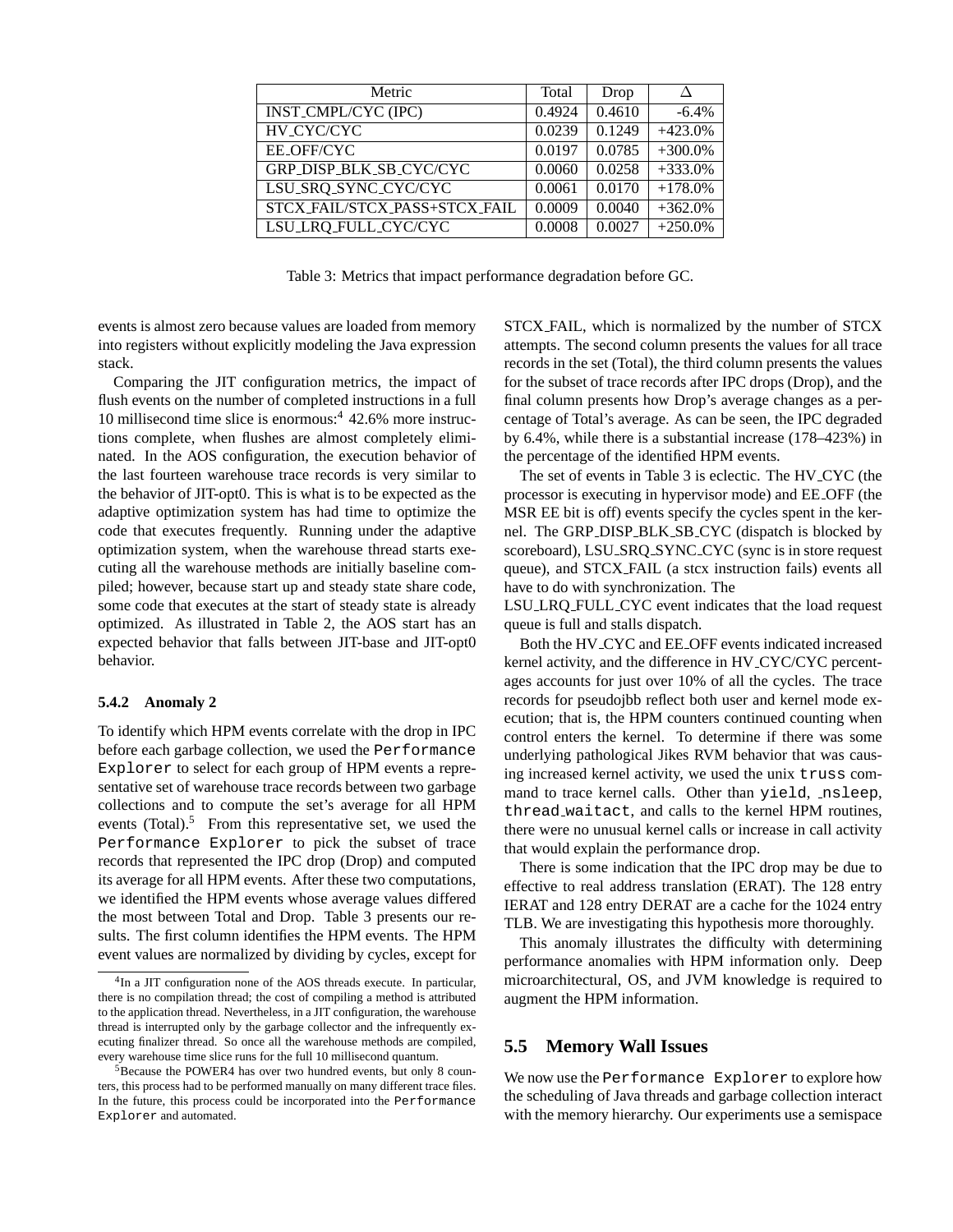| Metric | Total | Drop | Δ |
| --- | --- | --- | --- |
| INST_CMPL/CYC (IPC) | 0.4924 | 0.4610 | -6.4% |
| HV_CYC/CYC | 0.0239 | 0.1249 | +423.0% |
| EE_OFF/CYC | 0.0197 | 0.0785 | +300.0% |
| GRP_DISP_BLK_SB_CYC/CYC | 0.0060 | 0.0258 | +333.0% |
| LSU_SRQ_SYNC_CYC/CYC | 0.0061 | 0.0170 | +178.0% |
| STCX_FAIL/STCX_PASS+STCX_FAIL | 0.0009 | 0.0040 | +362.0% |
| LSU_LRQ_FULL_CYC/CYC | 0.0008 | 0.0027 | +250.0% |

Table 3: Metrics that impact performance degradation before GC.

events is almost zero because values are loaded from memory into registers without explicitly modeling the Java expression stack.

Comparing the JIT configuration metrics, the impact of flush events on the number of completed instructions in a full 10 millisecond time slice is enormous:[4] 42.6% more instructions complete, when flushes are almost completely eliminated. In the AOS configuration, the execution behavior of the last fourteen warehouse trace records is very similar to the behavior of JIT-opt0. This is what is to be expected as the adaptive optimization system has had time to optimize the code that executes frequently. Running under the adaptive optimization system, when the warehouse thread starts executing all the warehouse methods are initially baseline compiled; however, because start up and steady state share code, some code that executes at the start of steady state is already optimized. As illustrated in Table 2, the AOS start has an expected behavior that falls between JIT-base and JIT-opt0 behavior.

#### 5.4.2 Anomaly 2

To identify which HPM events correlate with the drop in IPC before each garbage collection, we used the `Performance Explorer` to select for each group of HPM events a representative set of warehouse trace records between two garbage collections and to compute the set's average for all HPM events (Total).[5] From this representative set, we used the `Performance Explorer` to pick the subset of trace records that represented the IPC drop (Drop) and computed its average for all HPM events. After these two computations, we identified the HPM events whose average values differed the most between Total and Drop. Table 3 presents our results. The first column identifies the HPM events. The HPM event values are normalized by dividing by cycles, except for STCX_FAIL, which is normalized by the number of STCX attempts. The second column presents the values for all trace records in the set (Total), the third column presents the values for the subset of trace records after IPC drops (Drop), and the final column presents how Drop's average changes as a percentage of Total's average. As can be seen, the IPC degraded by 6.4%, while there is a substantial increase (178–423%) in the percentage of the identified HPM events.

The set of events in Table 3 is eclectic. The HV_CYC (the processor is executing in hypervisor mode) and EE_OFF (the MSR EE bit is off) events specify the cycles spent in the kernel. The GRP_DISP_BLK_SB_CYC (dispatch is blocked by scoreboard), LSU_SRQ_SYNC_CYC (sync is in store request queue), and STCX_FAIL (a stcx instruction fails) events all have to do with synchronization. The LSU_LRQ_FULL_CYC event indicates that the load request queue is full and stalls dispatch.

Both the HV_CYC and EE_OFF events indicated increased kernel activity, and the difference in HV_CYC/CYC percentages accounts for just over 10% of all the cycles. The trace records for pseudojbb reflect both user and kernel mode execution; that is, the HPM counters continued counting when control enters the kernel. To determine if there was some underlying pathological Jikes RVM behavior that was causing increased kernel activity, we used the unix `truss` command to trace kernel calls. Other than `yield`, `_nsleep`, `thread_waitact`, and calls to the kernel HPM routines, there were no unusual kernel calls or increase in call activity that would explain the performance drop.

There is some indication that the IPC drop may be due to effective to real address translation (ERAT). The 128 entry IERAT and 128 entry DERAT are a cache for the 1024 entry TLB. We are investigating this hypothesis more thoroughly.

This anomaly illustrates the difficulty with determining performance anomalies with HPM information only. Deep microarchitectural, OS, and JVM knowledge is required to augment the HPM information.

### 5.5 Memory Wall Issues

We now use the `Performance Explorer` to explore how the scheduling of Java threads and garbage collection interact with the memory hierarchy. Our experiments use a semispace

[4] In a JIT configuration none of the AOS threads execute. In particular, there is no compilation thread; the cost of compiling a method is attributed to the application thread. Nevertheless, in a JIT configuration, the warehouse thread is interrupted only by the garbage collector and the infrequently executing finalizer thread. So once all the warehouse methods are compiled, every warehouse time slice runs for the full 10 millisecond quantum.

[5] Because the POWER4 has over two hundred events, but only 8 counters, this process had to be performed manually on many different trace files. In the future, this process could be incorporated into the `Performance Explorer` and automated.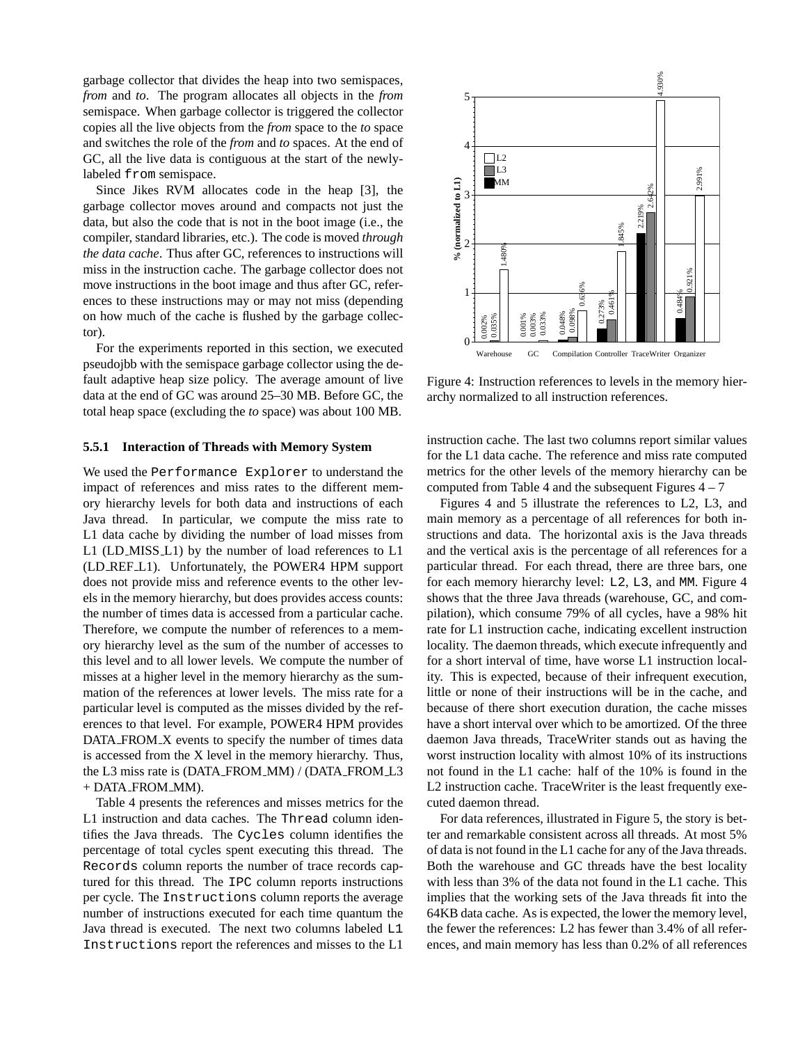garbage collector that divides the heap into two semispaces, *from* and *to*. The program allocates all objects in the *from* semispace. When garbage collector is triggered the collector copies all the live objects from the *from* space to the *to* space and switches the role of the *from* and *to* spaces. At the end of GC, all the live data is contiguous at the start of the newly-labeled `from` semispace.

Since Jikes RVM allocates code in the heap [3], the garbage collector moves around and compacts not just the data, but also the code that is not in the boot image (i.e., the compiler, standard libraries, etc.). The code is moved *through the data cache*. Thus after GC, references to instructions will miss in the instruction cache. The garbage collector does not move instructions in the boot image and thus after GC, references to these instructions may or may not miss (depending on how much of the cache is flushed by the garbage collector).

For the experiments reported in this section, we executed pseudojbb with the semispace garbage collector using the default adaptive heap size policy. The average amount of live data at the end of GC was around 25–30 MB. Before GC, the total heap space (excluding the *to* space) was about 100 MB.

#### 5.5.1 Interaction of Threads with Memory System

We used the `Performance Explorer` to understand the impact of references and miss rates to the different memory hierarchy levels for both data and instructions of each Java thread. In particular, we compute the miss rate to L1 data cache by dividing the number of load misses from L1 (LD_MISS_L1) by the number of load references to L1 (LD_REF_L1). Unfortunately, the POWER4 HPM support does not provide miss and reference events to the other levels in the memory hierarchy, but does provides access counts: the number of times data is accessed from a particular cache. Therefore, we compute the number of references to a memory hierarchy level as the sum of the number of accesses to this level and to all lower levels. We compute the number of misses at a higher level in the memory hierarchy as the summation of the references at lower levels. The miss rate for a particular level is computed as the misses divided by the references to that level. For example, POWER4 HPM provides DATA_FROM_X events to specify the number of times data is accessed from the X level in the memory hierarchy. Thus, the L3 miss rate is (DATA_FROM_MM) / (DATA_FROM_L3 + DATA_FROM_MM).

Table 4 presents the references and misses metrics for the L1 instruction and data caches. The `Thread` column identifies the Java threads. The `Cycles` column identifies the percentage of total cycles spent executing this thread. The `Records` column reports the number of trace records captured for this thread. The `IPC` column reports instructions per cycle. The `Instructions` column reports the average number of instructions executed for each time quantum the Java thread is executed. The next two columns labeled `L1 Instructions` report the references and misses to the L1 instruction cache. The last two columns report similar values for the L1 data cache. The reference and miss rate computed metrics for the other levels of the memory hierarchy can be computed from Table 4 and the subsequent Figures 4 – 7

Figure 4: Instruction references to levels in the memory hierarchy normalized to all instruction references.

Figures 4 and 5 illustrate the references to L2, L3, and main memory as a percentage of all references for both instructions and data. The horizontal axis is the Java threads and the vertical axis is the percentage of all references for a particular thread. For each thread, there are three bars, one for each memory hierarchy level: `L2`, `L3`, and `MM`. Figure 4 shows that the three Java threads (warehouse, GC, and compilation), which consume 79% of all cycles, have a 98% hit rate for L1 instruction cache, indicating excellent instruction locality. The daemon threads, which execute infrequently and for a short interval of time, have worse L1 instruction locality. This is expected, because of their infrequent execution, little or none of their instructions will be in the cache, and because of there short execution duration, the cache misses have a short interval over which to be amortized. Of the three daemon Java threads, TraceWriter stands out as having the worst instruction locality with almost 10% of its instructions not found in the L1 cache: half of the 10% is found in the L2 instruction cache. TraceWriter is the least frequently executed daemon thread.

For data references, illustrated in Figure 5, the story is better and remarkable consistent across all threads. At most 5% of data is not found in the L1 cache for any of the Java threads. Both the warehouse and GC threads have the best locality with less than 3% of the data not found in the L1 cache. This implies that the working sets of the Java threads fit into the 64KB data cache. As is expected, the lower the memory level, the fewer the references: L2 has fewer than 3.4% of all references, and main memory has less than 0.2% of all references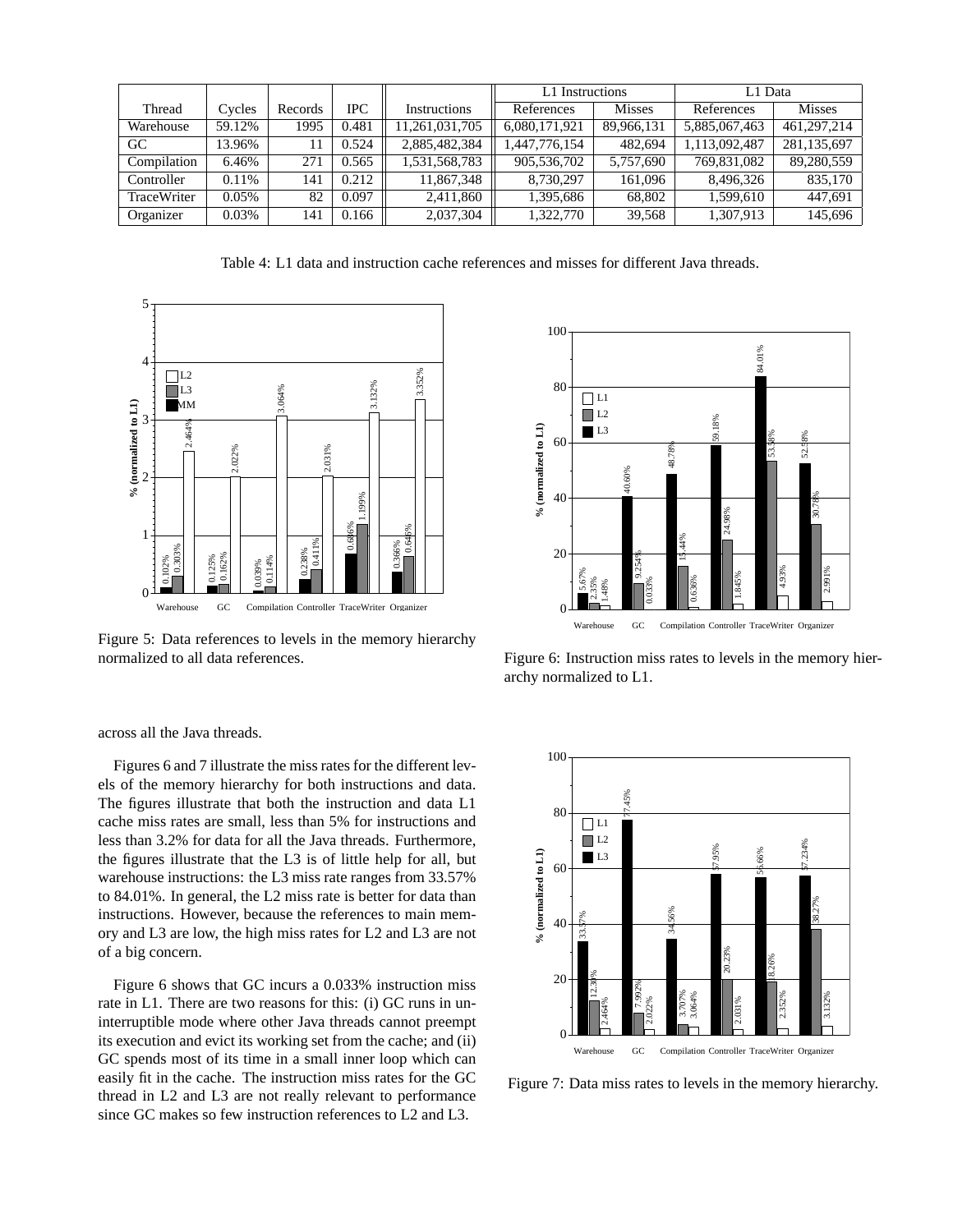| Thread | Cycles | Records | IPC | Instructions | L1 Instructions | | L1 Data | |
|---|---|---|---|---|---|---|---|---|
| | | | | | References | Misses | References | Misses |
| Warehouse | 59.12% | 1995 | 0.481 | 11,261,031,705 | 6,080,171,921 | 89,966,131 | 5,885,067,463 | 461,297,214 |
| GC | 13.96% | 11 | 0.524 | 2,885,482,384 | 1,447,776,154 | 482,694 | 1,113,092,487 | 281,135,697 |
| Compilation | 6.46% | 271 | 0.565 | 1,531,568,783 | 905,536,702 | 5,757,690 | 769,831,082 | 89,280,559 |
| Controller | 0.11% | 141 | 0.212 | 11,867,348 | 8,730,297 | 161,096 | 8,496,326 | 835,170 |
| TraceWriter | 0.05% | 82 | 0.097 | 2,411,860 | 1,395,686 | 68,802 | 1,599,610 | 447,691 |
| Organizer | 0.03% | 141 | 0.166 | 2,037,304 | 1,322,770 | 39,568 | 1,307,913 | 145,696 |

Table 4: L1 data and instruction cache references and misses for different Java threads.

Figure 5: Data references to levels in the memory hierarchy normalized to all data references.

Figure 6: Instruction miss rates to levels in the memory hierarchy normalized to L1.

across all the Java threads.

Figures 6 and 7 illustrate the miss rates for the different levels of the memory hierarchy for both instructions and data. The figures illustrate that both the instruction and data L1 cache miss rates are small, less than 5% for instructions and less than 3.2% for data for all the Java threads. Furthermore, the figures illustrate that the L3 is of little help for all, but warehouse instructions: the L3 miss rate ranges from 33.57% to 84.01%. In general, the L2 miss rate is better for data than instructions. However, because the references to main memory and L3 are low, the high miss rates for L2 and L3 are not of a big concern.

Figure 6 shows that GC incurs a 0.033% instruction miss rate in L1. There are two reasons for this: (i) GC runs in uninterruptible mode where other Java threads cannot preempt its execution and evict its working set from the cache; and (ii) GC spends most of its time in a small inner loop which can easily fit in the cache. The instruction miss rates for the GC thread in L2 and L3 are not really relevant to performance since GC makes so few instruction references to L2 and L3.

Figure 7: Data miss rates to levels in the memory hierarchy.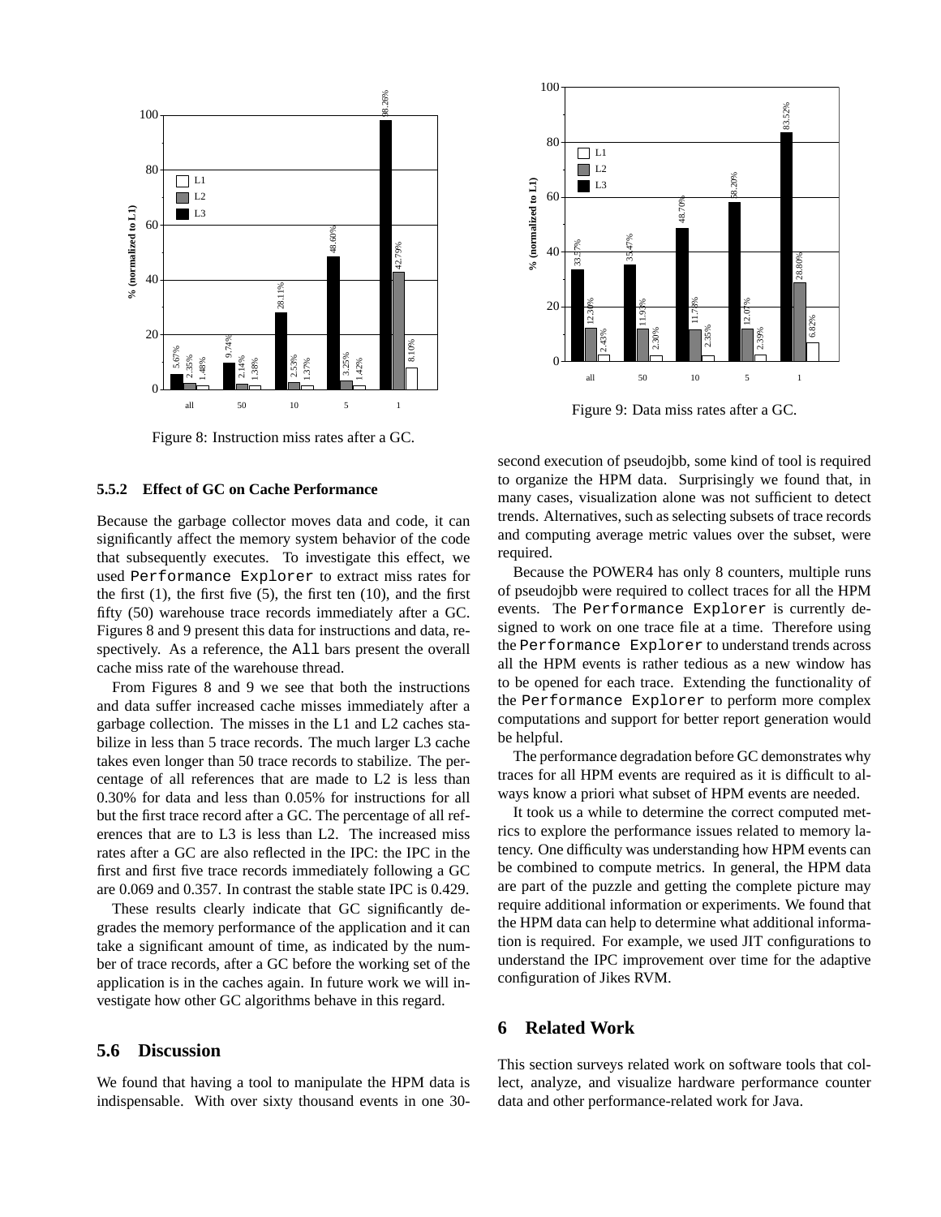Figure 8: Instruction miss rates after a GC.

Figure 9: Data miss rates after a GC.

### 5.5.2 Effect of GC on Cache Performance

Because the garbage collector moves data and code, it can significantly affect the memory system behavior of the code that subsequently executes. To investigate this effect, we used Performance Explorer to extract miss rates for the first (1), the first five (5), the first ten (10), and the first fifty (50) warehouse trace records immediately after a GC. Figures 8 and 9 present this data for instructions and data, respectively. As a reference, the All bars present the overall cache miss rate of the warehouse thread.

From Figures 8 and 9 we see that both the instructions and data suffer increased cache misses immediately after a garbage collection. The misses in the L1 and L2 caches stabilize in less than 5 trace records. The much larger L3 cache takes even longer than 50 trace records to stabilize. The percentage of all references that are made to L2 is less than 0.30% for data and less than 0.05% for instructions for all but the first trace record after a GC. The percentage of all references that are to L3 is less than L2. The increased miss rates after a GC are also reflected in the IPC: the IPC in the first and first five trace records immediately following a GC are 0.069 and 0.357. In contrast the stable state IPC is 0.429.

These results clearly indicate that GC significantly degrades the memory performance of the application and it can take a significant amount of time, as indicated by the number of trace records, after a GC before the working set of the application is in the caches again. In future work we will investigate how other GC algorithms behave in this regard.

## 5.6 Discussion

We found that having a tool to manipulate the HPM data is indispensable. With over sixty thousand events in one 30-second execution of pseudojbb, some kind of tool is required to organize the HPM data. Surprisingly we found that, in many cases, visualization alone was not sufficient to detect trends. Alternatives, such as selecting subsets of trace records and computing average metric values over the subset, were required.

Because the POWER4 has only 8 counters, multiple runs of pseudojbb were required to collect traces for all the HPM events. The Performance Explorer is currently designed to work on one trace file at a time. Therefore using the Performance Explorer to understand trends across all the HPM events is rather tedious as a new window has to be opened for each trace. Extending the functionality of the Performance Explorer to perform more complex computations and support for better report generation would be helpful.

The performance degradation before GC demonstrates why traces for all HPM events are required as it is difficult to always know a priori what subset of HPM events are needed.

It took us a while to determine the correct computed metrics to explore the performance issues related to memory latency. One difficulty was understanding how HPM events can be combined to compute metrics. In general, the HPM data are part of the puzzle and getting the complete picture may require additional information or experiments. We found that the HPM data can help to determine what additional information is required. For example, we used JIT configurations to understand the IPC improvement over time for the adaptive configuration of Jikes RVM.

# 6 Related Work

This section surveys related work on software tools that collect, analyze, and visualize hardware performance counter data and other performance-related work for Java.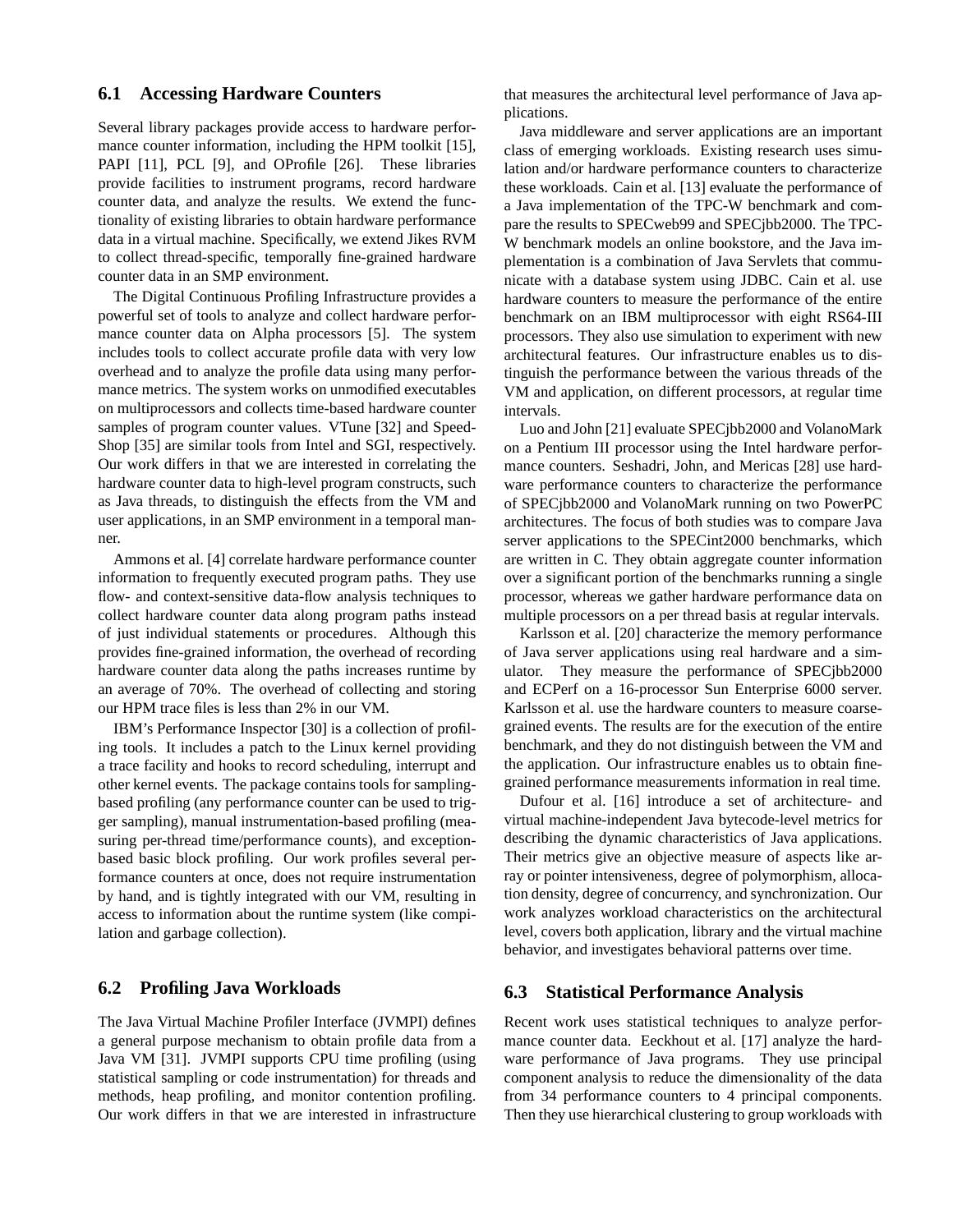### 6.1 Accessing Hardware Counters

Several library packages provide access to hardware performance counter information, including the HPM toolkit [15], PAPI [11], PCL [9], and OProfile [26]. These libraries provide facilities to instrument programs, record hardware counter data, and analyze the results. We extend the functionality of existing libraries to obtain hardware performance data in a virtual machine. Specifically, we extend Jikes RVM to collect thread-specific, temporally fine-grained hardware counter data in an SMP environment.

The Digital Continuous Profiling Infrastructure provides a powerful set of tools to analyze and collect hardware performance counter data on Alpha processors [5]. The system includes tools to collect accurate profile data with very low overhead and to analyze the profile data using many performance metrics. The system works on unmodified executables on multiprocessors and collects time-based hardware counter samples of program counter values. VTune [32] and SpeedShop [35] are similar tools from Intel and SGI, respectively. Our work differs in that we are interested in correlating the hardware counter data to high-level program constructs, such as Java threads, to distinguish the effects from the VM and user applications, in an SMP environment in a temporal manner.

Ammons et al. [4] correlate hardware performance counter information to frequently executed program paths. They use flow- and context-sensitive data-flow analysis techniques to collect hardware counter data along program paths instead of just individual statements or procedures. Although this provides fine-grained information, the overhead of recording hardware counter data along the paths increases runtime by an average of 70%. The overhead of collecting and storing our HPM trace files is less than 2% in our VM.

IBM's Performance Inspector [30] is a collection of profiling tools. It includes a patch to the Linux kernel providing a trace facility and hooks to record scheduling, interrupt and other kernel events. The package contains tools for sampling-based profiling (any performance counter can be used to trigger sampling), manual instrumentation-based profiling (measuring per-thread time/performance counts), and exception-based basic block profiling. Our work profiles several performance counters at once, does not require instrumentation by hand, and is tightly integrated with our VM, resulting in access to information about the runtime system (like compilation and garbage collection).

### 6.2 Profiling Java Workloads

The Java Virtual Machine Profiler Interface (JVMPI) defines a general purpose mechanism to obtain profile data from a Java VM [31]. JVMPI supports CPU time profiling (using statistical sampling or code instrumentation) for threads and methods, heap profiling, and monitor contention profiling. Our work differs in that we are interested in infrastructure that measures the architectural level performance of Java applications.

Java middleware and server applications are an important class of emerging workloads. Existing research uses simulation and/or hardware performance counters to characterize these workloads. Cain et al. [13] evaluate the performance of a Java implementation of the TPC-W benchmark and compare the results to SPECweb99 and SPECjbb2000. The TPC-W benchmark models an online bookstore, and the Java implementation is a combination of Java Servlets that communicate with a database system using JDBC. Cain et al. use hardware counters to measure the performance of the entire benchmark on an IBM multiprocessor with eight RS64-III processors. They also use simulation to experiment with new architectural features. Our infrastructure enables us to distinguish the performance between the various threads of the VM and application, on different processors, at regular time intervals.

Luo and John [21] evaluate SPECjbb2000 and VolanoMark on a Pentium III processor using the Intel hardware performance counters. Seshadri, John, and Mericas [28] use hardware performance counters to characterize the performance of SPECjbb2000 and VolanoMark running on two PowerPC architectures. The focus of both studies was to compare Java server applications to the SPECint2000 benchmarks, which are written in C. They obtain aggregate counter information over a significant portion of the benchmarks running a single processor, whereas we gather hardware performance data on multiple processors on a per thread basis at regular intervals.

Karlsson et al. [20] characterize the memory performance of Java server applications using real hardware and a simulator. They measure the performance of SPECjbb2000 and ECPerf on a 16-processor Sun Enterprise 6000 server. Karlsson et al. use the hardware counters to measure coarse-grained events. The results are for the execution of the entire benchmark, and they do not distinguish between the VM and the application. Our infrastructure enables us to obtain fine-grained performance measurements information in real time.

Dufour et al. [16] introduce a set of architecture- and virtual machine-independent Java bytecode-level metrics for describing the dynamic characteristics of Java applications. Their metrics give an objective measure of aspects like array or pointer intensiveness, degree of polymorphism, allocation density, degree of concurrency, and synchronization. Our work analyzes workload characteristics on the architectural level, covers both application, library and the virtual machine behavior, and investigates behavioral patterns over time.

### 6.3 Statistical Performance Analysis

Recent work uses statistical techniques to analyze performance counter data. Eeckhout et al. [17] analyze the hardware performance of Java programs. They use principal component analysis to reduce the dimensionality of the data from 34 performance counters to 4 principal components. Then they use hierarchical clustering to group workloads with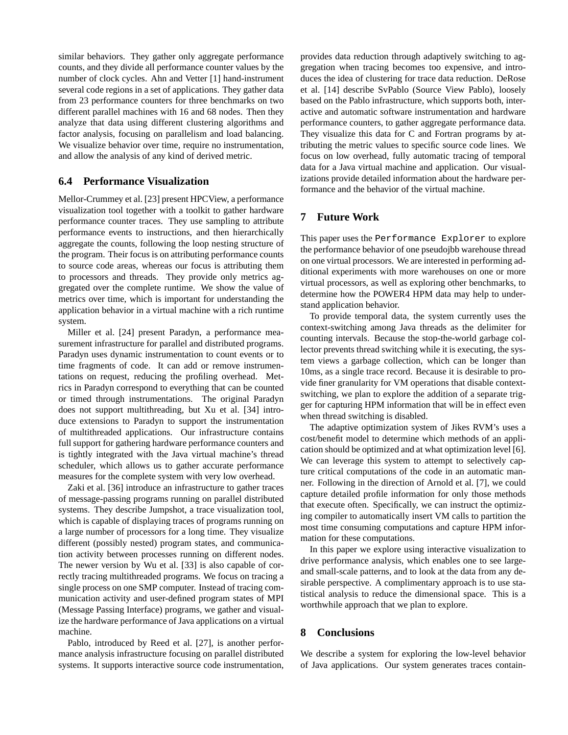similar behaviors. They gather only aggregate performance counts, and they divide all performance counter values by the number of clock cycles. Ahn and Vetter [1] hand-instrument several code regions in a set of applications. They gather data from 23 performance counters for three benchmarks on two different parallel machines with 16 and 68 nodes. Then they analyze that data using different clustering algorithms and factor analysis, focusing on parallelism and load balancing. We visualize behavior over time, require no instrumentation, and allow the analysis of any kind of derived metric.

### 6.4 Performance Visualization

Mellor-Crummey et al. [23] present HPCView, a performance visualization tool together with a toolkit to gather hardware performance counter traces. They use sampling to attribute performance events to instructions, and then hierarchically aggregate the counts, following the loop nesting structure of the program. Their focus is on attributing performance counts to source code areas, whereas our focus is attributing them to processors and threads. They provide only metrics aggregated over the complete runtime. We show the value of metrics over time, which is important for understanding the application behavior in a virtual machine with a rich runtime system.

Miller et al. [24] present Paradyn, a performance measurement infrastructure for parallel and distributed programs. Paradyn uses dynamic instrumentation to count events or to time fragments of code. It can add or remove instrumentations on request, reducing the profiling overhead. Metrics in Paradyn correspond to everything that can be counted or timed through instrumentations. The original Paradyn does not support multithreading, but Xu et al. [34] introduce extensions to Paradyn to support the instrumentation of multithreaded applications. Our infrastructure contains full support for gathering hardware performance counters and is tightly integrated with the Java virtual machine's thread scheduler, which allows us to gather accurate performance measures for the complete system with very low overhead.

Zaki et al. [36] introduce an infrastructure to gather traces of message-passing programs running on parallel distributed systems. They describe Jumpshot, a trace visualization tool, which is capable of displaying traces of programs running on a large number of processors for a long time. They visualize different (possibly nested) program states, and communication activity between processes running on different nodes. The newer version by Wu et al. [33] is also capable of correctly tracing multithreaded programs. We focus on tracing a single process on one SMP computer. Instead of tracing communication activity and user-defined program states of MPI (Message Passing Interface) programs, we gather and visualize the hardware performance of Java applications on a virtual machine.

Pablo, introduced by Reed et al. [27], is another performance analysis infrastructure focusing on parallel distributed systems. It supports interactive source code instrumentation, provides data reduction through adaptively switching to aggregation when tracing becomes too expensive, and introduces the idea of clustering for trace data reduction. DeRose et al. [14] describe SvPablo (Source View Pablo), loosely based on the Pablo infrastructure, which supports both, interactive and automatic software instrumentation and hardware performance counters, to gather aggregate performance data. They visualize this data for C and Fortran programs by attributing the metric values to specific source code lines. We focus on low overhead, fully automatic tracing of temporal data for a Java virtual machine and application. Our visualizations provide detailed information about the hardware performance and the behavior of the virtual machine.

## 7 Future Work

This paper uses the `Performance Explorer` to explore the performance behavior of one pseudojbb warehouse thread on one virtual processors. We are interested in performing additional experiments with more warehouses on one or more virtual processors, as well as exploring other benchmarks, to determine how the POWER4 HPM data may help to understand application behavior.

To provide temporal data, the system currently uses the context-switching among Java threads as the delimiter for counting intervals. Because the stop-the-world garbage collector prevents thread switching while it is executing, the system views a garbage collection, which can be longer than 10ms, as a single trace record. Because it is desirable to provide finer granularity for VM operations that disable context-switching, we plan to explore the addition of a separate trigger for capturing HPM information that will be in effect even when thread switching is disabled.

The adaptive optimization system of Jikes RVM's uses a cost/benefit model to determine which methods of an application should be optimized and at what optimization level [6]. We can leverage this system to attempt to selectively capture critical computations of the code in an automatic manner. Following in the direction of Arnold et al. [7], we could capture detailed profile information for only those methods that execute often. Specifically, we can instruct the optimizing compiler to automatically insert VM calls to partition the most time consuming computations and capture HPM information for these computations.

In this paper we explore using interactive visualization to drive performance analysis, which enables one to see large- and small-scale patterns, and to look at the data from any desirable perspective. A complimentary approach is to use statistical analysis to reduce the dimensional space. This is a worthwhile approach that we plan to explore.

## 8 Conclusions

We describe a system for exploring the low-level behavior of Java applications. Our system generates traces contain-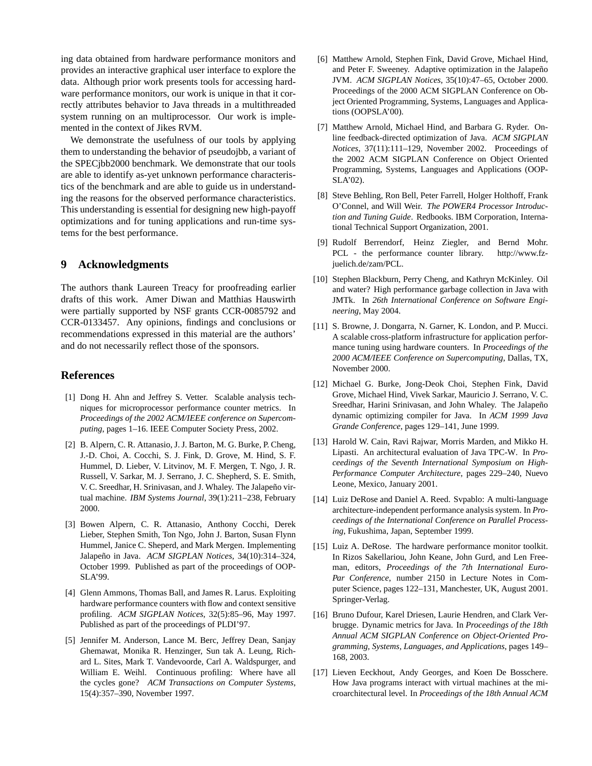ing data obtained from hardware performance monitors and provides an interactive graphical user interface to explore the data. Although prior work presents tools for accessing hardware performance monitors, our work is unique in that it correctly attributes behavior to Java threads in a multithreaded system running on an multiprocessor. Our work is implemented in the context of Jikes RVM.

We demonstrate the usefulness of our tools by applying them to understanding the behavior of pseudojbb, a variant of the SPECjbb2000 benchmark. We demonstrate that our tools are able to identify as-yet unknown performance characteristics of the benchmark and are able to guide us in understanding the reasons for the observed performance characteristics. This understanding is essential for designing new high-payoff optimizations and for tuning applications and run-time systems for the best performance.

## 9 Acknowledgments

The authors thank Laureen Treacy for proofreading earlier drafts of this work. Amer Diwan and Matthias Hauswirth were partially supported by NSF grants CCR-0085792 and CCR-0133457. Any opinions, findings and conclusions or recommendations expressed in this material are the authors' and do not necessarily reflect those of the sponsors.

## References

[1] Dong H. Ahn and Jeffrey S. Vetter. Scalable analysis techniques for microprocessor performance counter metrics. In *Proceedings of the 2002 ACM/IEEE conference on Supercomputing*, pages 1–16. IEEE Computer Society Press, 2002.

[2] B. Alpern, C. R. Attanasio, J. J. Barton, M. G. Burke, P. Cheng, J.-D. Choi, A. Cocchi, S. J. Fink, D. Grove, M. Hind, S. F. Hummel, D. Lieber, V. Litvinov, M. F. Mergen, T. Ngo, J. R. Russell, V. Sarkar, M. J. Serrano, J. C. Shepherd, S. E. Smith, V. C. Sreedhar, H. Srinivasan, and J. Whaley. The Jalapeño virtual machine. *IBM Systems Journal*, 39(1):211–238, February 2000.

[3] Bowen Alpern, C. R. Attanasio, Anthony Cocchi, Derek Lieber, Stephen Smith, Ton Ngo, John J. Barton, Susan Flynn Hummel, Janice C. Sheperd, and Mark Mergen. Implementing Jalapeño in Java. *ACM SIGPLAN Notices*, 34(10):314–324, October 1999. Published as part of the proceedings of OOPSLA'99.

[4] Glenn Ammons, Thomas Ball, and James R. Larus. Exploiting hardware performance counters with flow and context sensitive profiling. *ACM SIGPLAN Notices*, 32(5):85–96, May 1997. Published as part of the proceedings of PLDI'97.

[5] Jennifer M. Anderson, Lance M. Berc, Jeffrey Dean, Sanjay Ghemawat, Monika R. Henzinger, Sun tak A. Leung, Richard L. Sites, Mark T. Vandevoorde, Carl A. Waldspurger, and William E. Weihl. Continuous profiling: Where have all the cycles gone? *ACM Transactions on Computer Systems*, 15(4):357–390, November 1997.

[6] Matthew Arnold, Stephen Fink, David Grove, Michael Hind, and Peter F. Sweeney. Adaptive optimization in the Jalapeño JVM. *ACM SIGPLAN Notices*, 35(10):47–65, October 2000. Proceedings of the 2000 ACM SIGPLAN Conference on Object Oriented Programming, Systems, Languages and Applications (OOPSLA'00).

[7] Matthew Arnold, Michael Hind, and Barbara G. Ryder. Online feedback-directed optimization of Java. *ACM SIGPLAN Notices*, 37(11):111–129, November 2002. Proceedings of the 2002 ACM SIGPLAN Conference on Object Oriented Programming, Systems, Languages and Applications (OOPSLA'02).

[8] Steve Behling, Ron Bell, Peter Farrell, Holger Holthoff, Frank O'Connel, and Will Weir. *The POWER4 Processor Introduction and Tuning Guide*. Redbooks. IBM Corporation, International Technical Support Organization, 2001.

[9] Rudolf Berrendorf, Heinz Ziegler, and Bernd Mohr. PCL - the performance counter library. http://www.fz-juelich.de/zam/PCL.

[10] Stephen Blackburn, Perry Cheng, and Kathryn McKinley. Oil and water? High performance garbage collection in Java with JMTk. In *26th International Conference on Software Engineering*, May 2004.

[11] S. Browne, J. Dongarra, N. Garner, K. London, and P. Mucci. A scalable cross-platform infrastructure for application performance tuning using hardware counters. In *Proceedings of the 2000 ACM/IEEE Conference on Supercomputing*, Dallas, TX, November 2000.

[12] Michael G. Burke, Jong-Deok Choi, Stephen Fink, David Grove, Michael Hind, Vivek Sarkar, Mauricio J. Serrano, V. C. Sreedhar, Harini Srinivasan, and John Whaley. The Jalapeño dynamic optimizing compiler for Java. In *ACM 1999 Java Grande Conference*, pages 129–141, June 1999.

[13] Harold W. Cain, Ravi Rajwar, Morris Marden, and Mikko H. Lipasti. An architectural evaluation of Java TPC-W. In *Proceedings of the Seventh International Symposium on High-Performance Computer Architecture*, pages 229–240, Nuevo Leone, Mexico, January 2001.

[14] Luiz DeRose and Daniel A. Reed. Svpablo: A multi-language architecture-independent performance analysis system. In *Proceedings of the International Conference on Parallel Processing*, Fukushima, Japan, September 1999.

[15] Luiz A. DeRose. The hardware performance monitor toolkit. In Rizos Sakellariou, John Keane, John Gurd, and Len Freeman, editors, *Proceedings of the 7th International Euro-Par Conference*, number 2150 in Lecture Notes in Computer Science, pages 122–131, Manchester, UK, August 2001. Springer-Verlag.

[16] Bruno Dufour, Karel Driesen, Laurie Hendren, and Clark Verbrugge. Dynamic metrics for Java. In *Proceedings of the 18th Annual ACM SIGPLAN Conference on Object-Oriented Programming, Systems, Languages, and Applications*, pages 149–168, 2003.

[17] Lieven Eeckhout, Andy Georges, and Koen De Bosschere. How Java programs interact with virtual machines at the microarchitectural level. In *Proceedings of the 18th Annual ACM*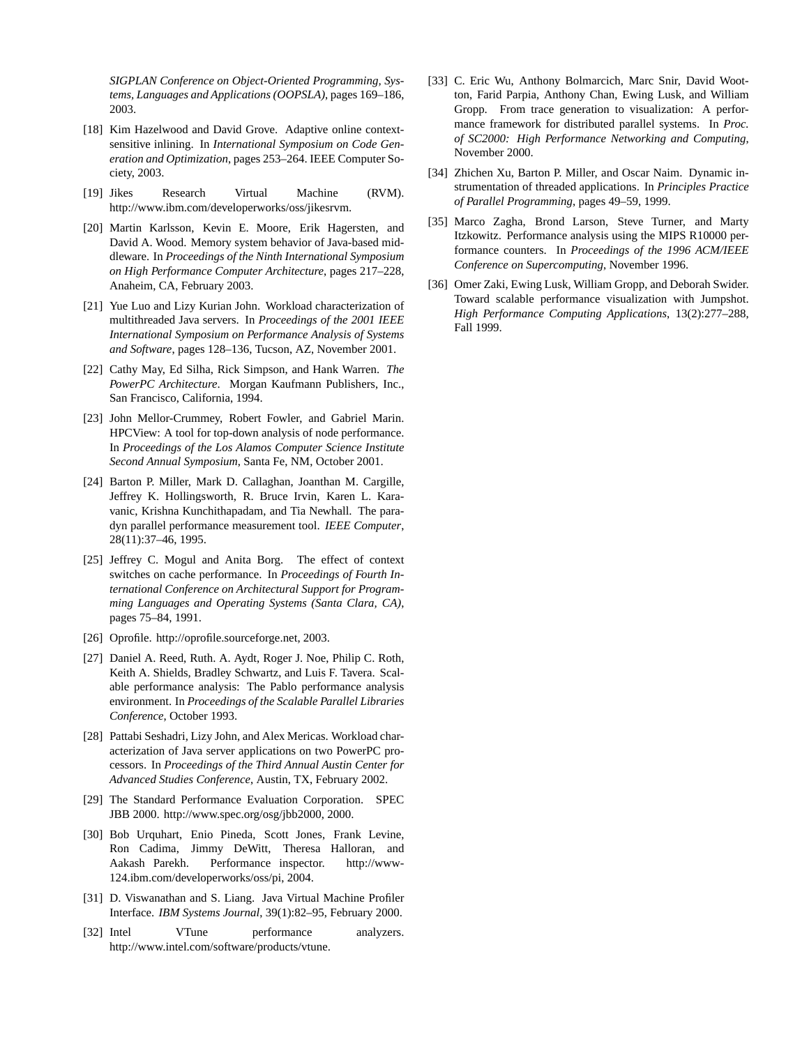*SIGPLAN Conference on Object-Oriented Programming, Systems, Languages and Applications (OOPSLA)*, pages 169–186, 2003.

[18] Kim Hazelwood and David Grove. Adaptive online context-sensitive inlining. In *International Symposium on Code Generation and Optimization*, pages 253–264. IEEE Computer Society, 2003.

[19] Jikes Research Virtual Machine (RVM). http://www.ibm.com/developerworks/oss/jikesrvm.

[20] Martin Karlsson, Kevin E. Moore, Erik Hagersten, and David A. Wood. Memory system behavior of Java-based middleware. In *Proceedings of the Ninth International Symposium on High Performance Computer Architecture*, pages 217–228, Anaheim, CA, February 2003.

[21] Yue Luo and Lizy Kurian John. Workload characterization of multithreaded Java servers. In *Proceedings of the 2001 IEEE International Symposium on Performance Analysis of Systems and Software*, pages 128–136, Tucson, AZ, November 2001.

[22] Cathy May, Ed Silha, Rick Simpson, and Hank Warren. *The PowerPC Architecture*. Morgan Kaufmann Publishers, Inc., San Francisco, California, 1994.

[23] John Mellor-Crummey, Robert Fowler, and Gabriel Marin. HPCView: A tool for top-down analysis of node performance. In *Proceedings of the Los Alamos Computer Science Institute Second Annual Symposium*, Santa Fe, NM, October 2001.

[24] Barton P. Miller, Mark D. Callaghan, Joanthan M. Cargille, Jeffrey K. Hollingsworth, R. Bruce Irvin, Karen L. Karavanic, Krishna Kunchithapadam, and Tia Newhall. The paradyn parallel performance measurement tool. *IEEE Computer*, 28(11):37–46, 1995.

[25] Jeffrey C. Mogul and Anita Borg. The effect of context switches on cache performance. In *Proceedings of Fourth International Conference on Architectural Support for Programming Languages and Operating Systems (Santa Clara, CA)*, pages 75–84, 1991.

[26] Oprofile. http://oprofile.sourceforge.net, 2003.

[27] Daniel A. Reed, Ruth. A. Aydt, Roger J. Noe, Philip C. Roth, Keith A. Shields, Bradley Schwartz, and Luis F. Tavera. Scalable performance analysis: The Pablo performance analysis environment. In *Proceedings of the Scalable Parallel Libraries Conference*, October 1993.

[28] Pattabi Seshadri, Lizy John, and Alex Mericas. Workload characterization of Java server applications on two PowerPC processors. In *Proceedings of the Third Annual Austin Center for Advanced Studies Conference*, Austin, TX, February 2002.

[29] The Standard Performance Evaluation Corporation. SPEC JBB 2000. http://www.spec.org/osg/jbb2000, 2000.

[30] Bob Urquhart, Enio Pineda, Scott Jones, Frank Levine, Ron Cadima, Jimmy DeWitt, Theresa Halloran, and Aakash Parekh. Performance inspector. http://www-124.ibm.com/developerworks/oss/pi, 2004.

[31] D. Viswanathan and S. Liang. Java Virtual Machine Profiler Interface. *IBM Systems Journal*, 39(1):82–95, February 2000.

[32] Intel VTune performance analyzers. http://www.intel.com/software/products/vtune.

[33] C. Eric Wu, Anthony Bolmarcich, Marc Snir, David Wootton, Farid Parpia, Anthony Chan, Ewing Lusk, and William Gropp. From trace generation to visualization: A performance framework for distributed parallel systems. In *Proc. of SC2000: High Performance Networking and Computing*, November 2000.

[34] Zhichen Xu, Barton P. Miller, and Oscar Naim. Dynamic instrumentation of threaded applications. In *Principles Practice of Parallel Programming*, pages 49–59, 1999.

[35] Marco Zagha, Brond Larson, Steve Turner, and Marty Itzkowitz. Performance analysis using the MIPS R10000 performance counters. In *Proceedings of the 1996 ACM/IEEE Conference on Supercomputing*, November 1996.

[36] Omer Zaki, Ewing Lusk, William Gropp, and Deborah Swider. Toward scalable performance visualization with Jumpshot. *High Performance Computing Applications*, 13(2):277–288, Fall 1999.